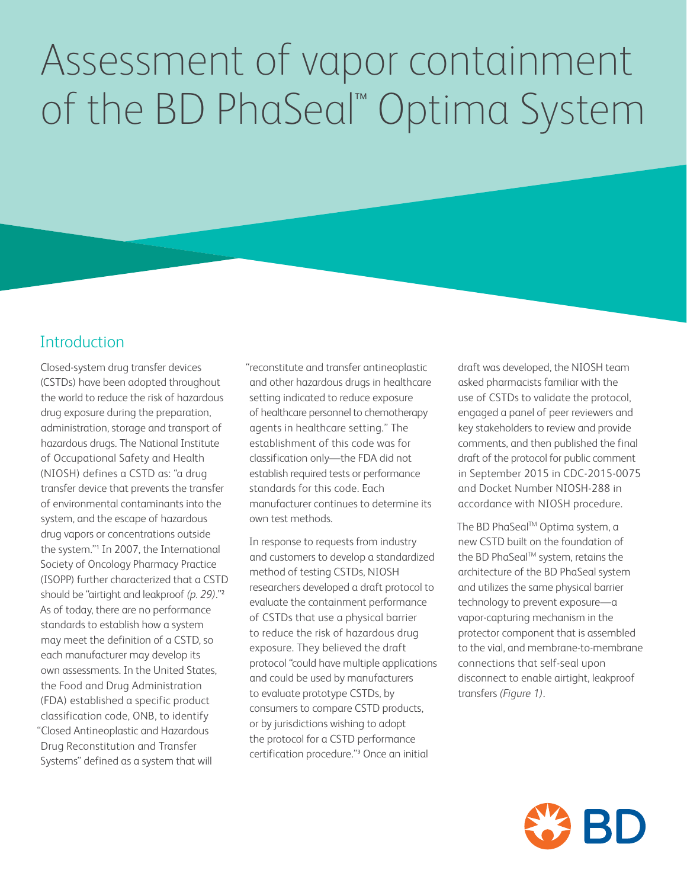# Assessment of vapor containment of the BD PhaSeal™ Optima System

## Introduction

Closed-system drug transfer devices (CSTDs) have been adopted throughout the world to reduce the risk of hazardous drug exposure during the preparation, administration, storage and transport of hazardous drugs. The National Institute of Occupational Safety and Health (NIOSH) defines a CSTD as: "a drug transfer device that prevents the transfer of environmental contaminants into the system, and the escape of hazardous drug vapors or concentrations outside the system."[1] In 2007, the International Society of Oncology Pharmacy Practice (ISOPP) further characterized that a CSTD should be "airtight and leakproof *(p. 29)*."[2] As of today, there are no performance standards to establish how a system may meet the definition of a CSTD, so each manufacturer may develop its own assessments. In the United States, the Food and Drug Administration (FDA) established a specific product classification code, ONB, to identify "Closed Antineoplastic and Hazardous Drug Reconstitution and Transfer Systems" defined as a system that will "reconstitute and transfer antineoplastic and other hazardous drugs in healthcare setting indicated to reduce exposure of healthcare personnel to chemotherapy agents in healthcare setting." The establishment of this code was for classification only—the FDA did not establish required tests or performance standards for this code. Each manufacturer continues to determine its own test methods.

In response to requests from industry and customers to develop a standardized method of testing CSTDs, NIOSH researchers developed a draft protocol to evaluate the containment performance of CSTDs that use a physical barrier to reduce the risk of hazardous drug exposure. They believed the draft protocol "could have multiple applications and could be used by manufacturers to evaluate prototype CSTDs, by consumers to compare CSTD products, or by jurisdictions wishing to adopt the protocol for a CSTD performance certification procedure."[3] Once an initial draft was developed, the NIOSH team asked pharmacists familiar with the use of CSTDs to validate the protocol, engaged a panel of peer reviewers and key stakeholders to review and provide comments, and then published the final draft of the protocol for public comment in September 2015 in CDC-2015-0075 and Docket Number NIOSH-288 in accordance with NIOSH procedure.

The BD PhaSeal™ Optima system, a new CSTD built on the foundation of the BD PhaSeal™ system, retains the architecture of the BD PhaSeal system and utilizes the same physical barrier technology to prevent exposure—a vapor-capturing mechanism in the protector component that is assembled to the vial, and membrane-to-membrane connections that self-seal upon disconnect to enable airtight, leakproof transfers *(Figure 1)*.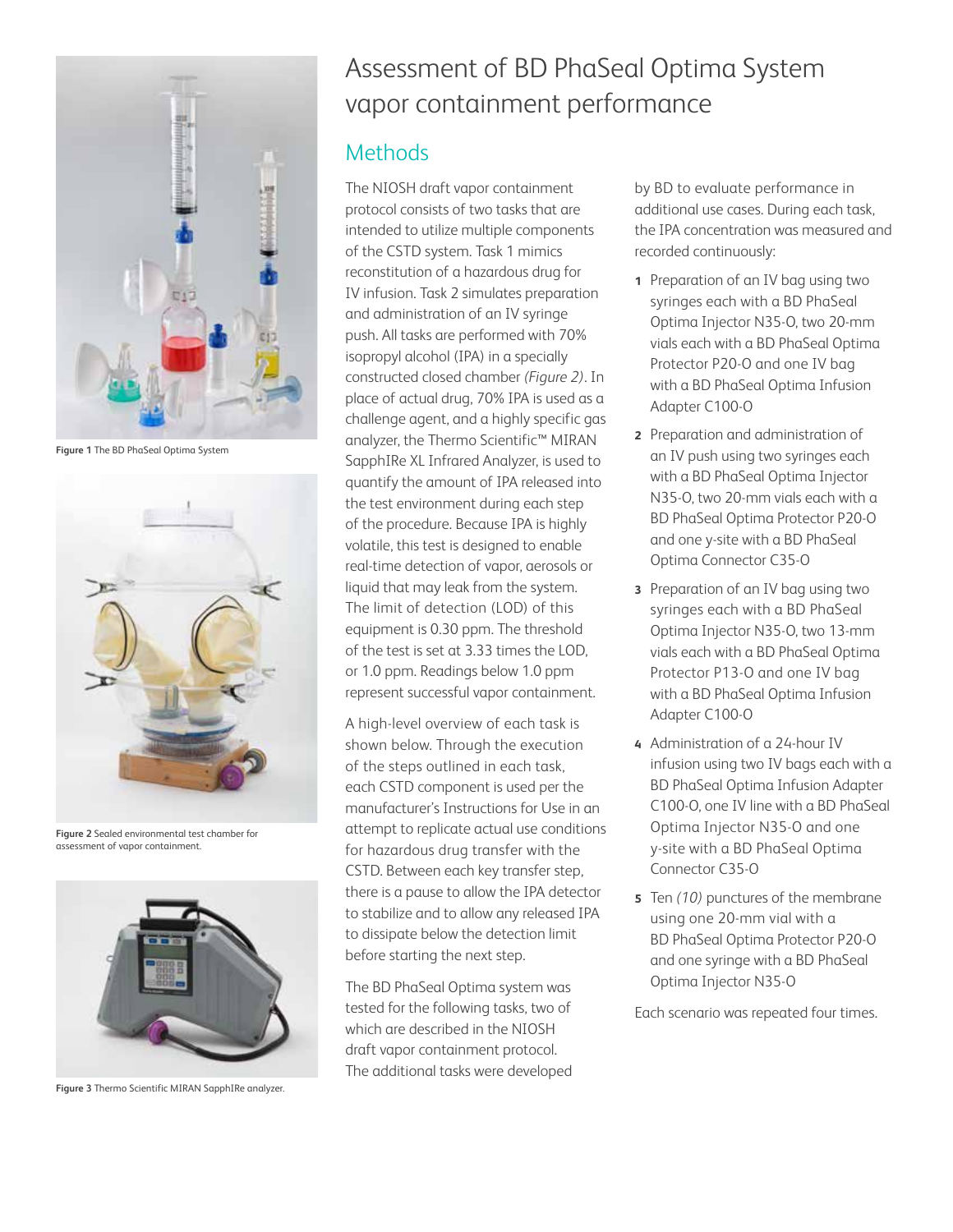# Assessment of BD PhaSeal Optima System vapor containment performance

Figure 1 The BD PhaSeal Optima System

Figure 2 Sealed environmental test chamber for assessment of vapor containment.

Figure 3 Thermo Scientific MIRAN SapphIRe analyzer.

## Methods

The NIOSH draft vapor containment protocol consists of two tasks that are intended to utilize multiple components of the CSTD system. Task 1 mimics reconstitution of a hazardous drug for IV infusion. Task 2 simulates preparation and administration of an IV syringe push. All tasks are performed with 70% isopropyl alcohol (IPA) in a specially constructed closed chamber *(Figure 2)*. In place of actual drug, 70% IPA is used as a challenge agent, and a highly specific gas analyzer, the Thermo Scientific™ MIRAN SapphIRe XL Infrared Analyzer, is used to quantify the amount of IPA released into the test environment during each step of the procedure. Because IPA is highly volatile, this test is designed to enable real-time detection of vapor, aerosols or liquid that may leak from the system. The limit of detection (LOD) of this equipment is 0.30 ppm. The threshold of the test is set at 3.33 times the LOD, or 1.0 ppm. Readings below 1.0 ppm represent successful vapor containment.

A high-level overview of each task is shown below. Through the execution of the steps outlined in each task, each CSTD component is used per the manufacturer's Instructions for Use in an attempt to replicate actual use conditions for hazardous drug transfer with the CSTD. Between each key transfer step, there is a pause to allow the IPA detector to stabilize and to allow any released IPA to dissipate below the detection limit before starting the next step.

The BD PhaSeal Optima system was tested for the following tasks, two of which are described in the NIOSH draft vapor containment protocol. The additional tasks were developed by BD to evaluate performance in additional use cases. During each task, the IPA concentration was measured and recorded continuously:

1. Preparation of an IV bag using two syringes each with a BD PhaSeal Optima Injector N35-O, two 20-mm vials each with a BD PhaSeal Optima Protector P20-O and one IV bag with a BD PhaSeal Optima Infusion Adapter C100-O
2. Preparation and administration of an IV push using two syringes each with a BD PhaSeal Optima Injector N35-O, two 20-mm vials each with a BD PhaSeal Optima Protector P20-O and one y-site with a BD PhaSeal Optima Connector C35-O
3. Preparation of an IV bag using two syringes each with a BD PhaSeal Optima Injector N35-O, two 13-mm vials each with a BD PhaSeal Optima Protector P13-O and one IV bag with a BD PhaSeal Optima Infusion Adapter C100-O
4. Administration of a 24-hour IV infusion using two IV bags each with a BD PhaSeal Optima Infusion Adapter C100-O, one IV line with a BD PhaSeal Optima Injector N35-O and one y-site with a BD PhaSeal Optima Connector C35-O
5. Ten *(10)* punctures of the membrane using one 20-mm vial with a BD PhaSeal Optima Protector P20-O and one syringe with a BD PhaSeal Optima Injector N35-O

Each scenario was repeated four times.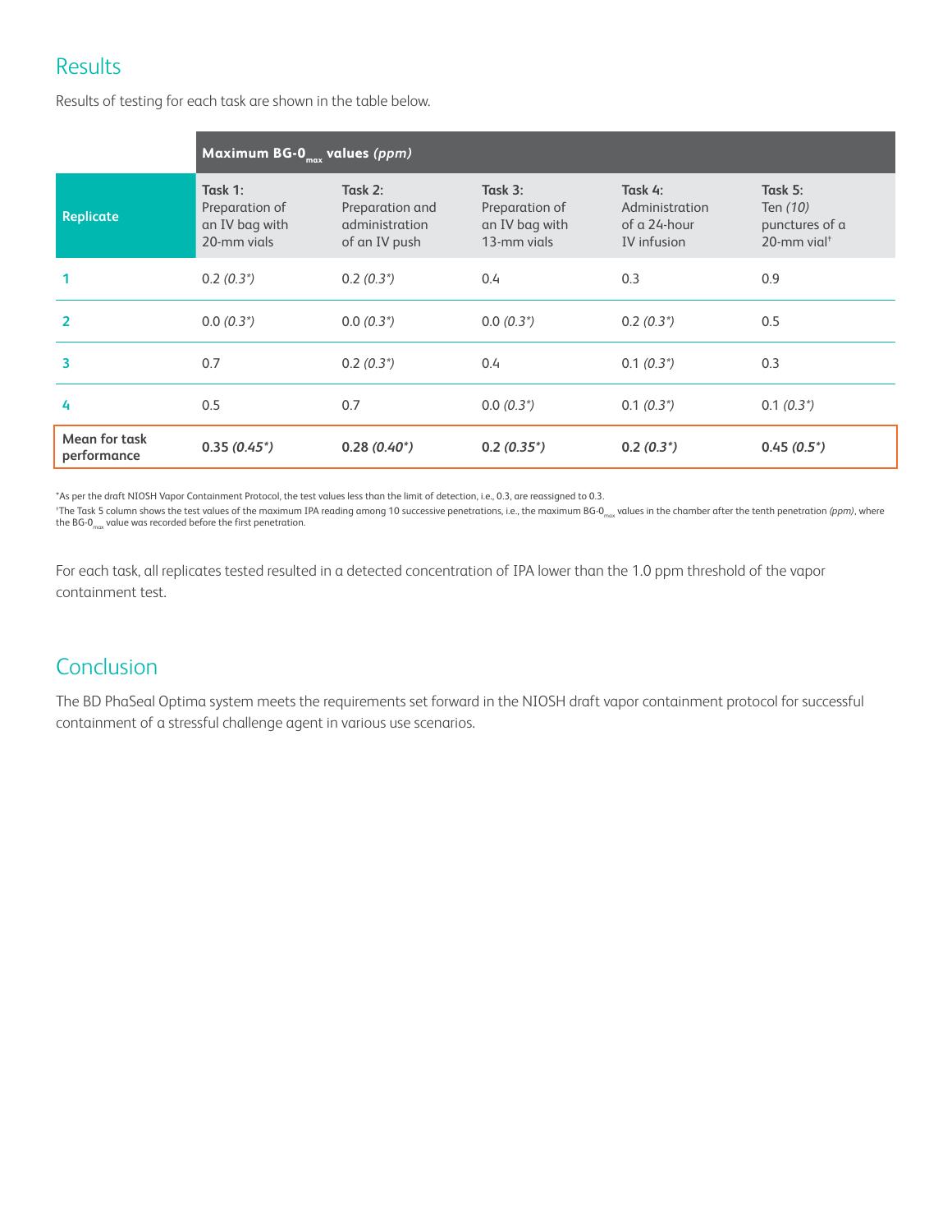## Results

Results of testing for each task are shown in the table below.

| | Maximum BG-$0_{max}$ values *(ppm)* | | | | |
|---|---|---|---|---|---|
| **Replicate** | **Task 1:** Preparation of an IV bag with 20-mm vials | **Task 2:** Preparation and administration of an IV push | **Task 3:** Preparation of an IV bag with 13-mm vials | **Task 4:** Administration of a 24-hour IV infusion | **Task 5:** Ten *(10)* punctures of a 20-mm vial† |
| **1** | 0.2 *(0.3*)* | 0.2 *(0.3*)* | 0.4 | 0.3 | 0.9 |
| **2** | 0.0 *(0.3*)* | 0.0 *(0.3*)* | 0.0 *(0.3*)* | 0.2 *(0.3*)* | 0.5 |
| **3** | 0.7 | 0.2 *(0.3*)* | 0.4 | 0.1 *(0.3*)* | 0.3 |
| **4** | 0.5 | 0.7 | 0.0 *(0.3*)* | 0.1 *(0.3*)* | 0.1 *(0.3*)* |
| **Mean for task performance** | **0.35 *(0.45*)*** | **0.28 *(0.40*)*** | **0.2 *(0.35*)*** | **0.2 *(0.3*)*** | **0.45 *(0.5*)*** |

*As per the draft NIOSH Vapor Containment Protocol, the test values less than the limit of detection, i.e., 0.3, are reassigned to 0.3.

†The Task 5 column shows the test values of the maximum IPA reading among 10 successive penetrations, i.e., the maximum BG-$0_{max}$ values in the chamber after the tenth penetration *(ppm)*, where the BG-$0_{max}$ value was recorded before the first penetration.

For each task, all replicates tested resulted in a detected concentration of IPA lower than the 1.0 ppm threshold of the vapor containment test.

## Conclusion

The BD PhaSeal Optima system meets the requirements set forward in the NIOSH draft vapor containment protocol for successful containment of a stressful challenge agent in various use scenarios.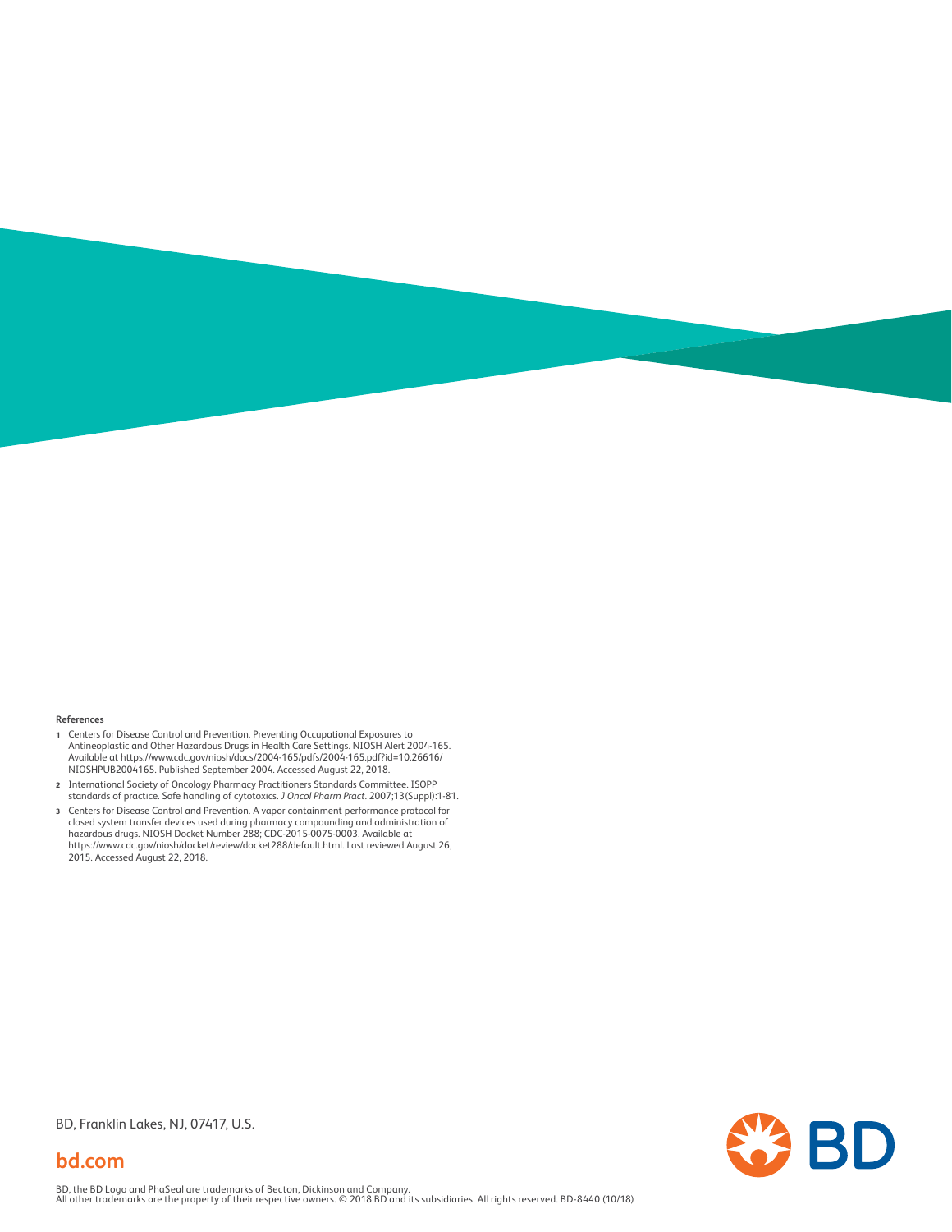**References**

1. Centers for Disease Control and Prevention. Preventing Occupational Exposures to Antineoplastic and Other Hazardous Drugs in Health Care Settings. NIOSH Alert 2004-165. Available at https://www.cdc.gov/niosh/docs/2004-165/pdfs/2004-165.pdf?id=10.26616/NIOSHPUB2004165. Published September 2004. Accessed August 22, 2018.
2. International Society of Oncology Pharmacy Practitioners Standards Committee. ISOPP standards of practice. Safe handling of cytotoxics. *J Oncol Pharm Pract*. 2007;13(Suppl):1-81.
3. Centers for Disease Control and Prevention. A vapor containment performance protocol for closed system transfer devices used during pharmacy compounding and administration of hazardous drugs. NIOSH Docket Number 288; CDC-2015-0075-0003. Available at https://www.cdc.gov/niosh/docket/review/docket288/default.html. Last reviewed August 26, 2015. Accessed August 22, 2018.

BD, Franklin Lakes, NJ, 07417, U.S.

**bd.com**

BD, the BD Logo and PhaSeal are trademarks of Becton, Dickinson and Company.
All other trademarks are the property of their respective owners. © 2018 BD and its subsidiaries. All rights reserved. BD-8440 (10/18)